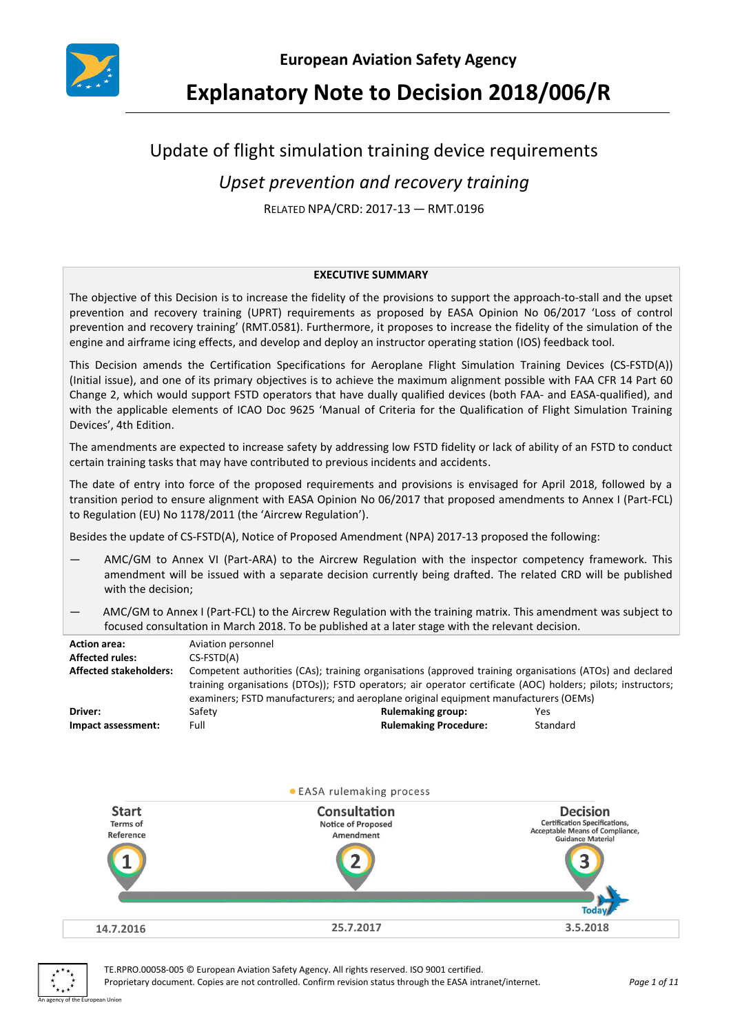**European Aviation Safety Agency**

# Explanatory Note to Decision 2018/006/R

## Update of flight simulation training device requirements

### *Upset prevention and recovery training*

RELATED NPA/CRD: 2017-13 — RMT.0196

**EXECUTIVE SUMMARY**

The objective of this Decision is to increase the fidelity of the provisions to support the approach-to-stall and the upset prevention and recovery training (UPRT) requirements as proposed by EASA Opinion No 06/2017 'Loss of control prevention and recovery training' (RMT.0581). Furthermore, it proposes to increase the fidelity of the simulation of the engine and airframe icing effects, and develop and deploy an instructor operating station (IOS) feedback tool.

This Decision amends the Certification Specifications for Aeroplane Flight Simulation Training Devices (CS-FSTD(A)) (Initial issue), and one of its primary objectives is to achieve the maximum alignment possible with FAA CFR 14 Part 60 Change 2, which would support FSTD operators that have dually qualified devices (both FAA- and EASA-qualified), and with the applicable elements of ICAO Doc 9625 'Manual of Criteria for the Qualification of Flight Simulation Training Devices', 4th Edition.

The amendments are expected to increase safety by addressing low FSTD fidelity or lack of ability of an FSTD to conduct certain training tasks that may have contributed to previous incidents and accidents.

The date of entry into force of the proposed requirements and provisions is envisaged for April 2018, followed by a transition period to ensure alignment with EASA Opinion No 06/2017 that proposed amendments to Annex I (Part-FCL) to Regulation (EU) No 1178/2011 (the 'Aircrew Regulation').

Besides the update of CS-FSTD(A), Notice of Proposed Amendment (NPA) 2017-13 proposed the following:

— AMC/GM to Annex VI (Part-ARA) to the Aircrew Regulation with the inspector competency framework. This amendment will be issued with a separate decision currently being drafted. The related CRD will be published with the decision;

— AMC/GM to Annex I (Part-FCL) to the Aircrew Regulation with the training matrix. This amendment was subject to focused consultation in March 2018. To be published at a later stage with the relevant decision.

| | | | |
|---|---|---|---|
| **Action area:** | Aviation personnel | | |
| **Affected rules:** | CS-FSTD(A) | | |
| **Affected stakeholders:** | Competent authorities (CAs); training organisations (approved training organisations (ATOs) and declared training organisations (DTOs)); FSTD operators; air operator certificate (AOC) holders; pilots; instructors; examiners; FSTD manufacturers; and aeroplane original equipment manufacturers (OEMs) | | |
| **Driver:** | Safety | **Rulemaking group:** | Yes |
| **Impact assessment:** | Full | **Rulemaking Procedure:** | Standard |

EASA rulemaking process

| Start | Consultation | Decision |
|---|---|---|
| Terms of Reference | Notice of Proposed Amendment | Certification Specifications, Acceptable Means of Compliance, Guidance Material |
| 1 | 2 | 3 (Today) |
| 14.7.2016 | 25.7.2017 | 3.5.2018 |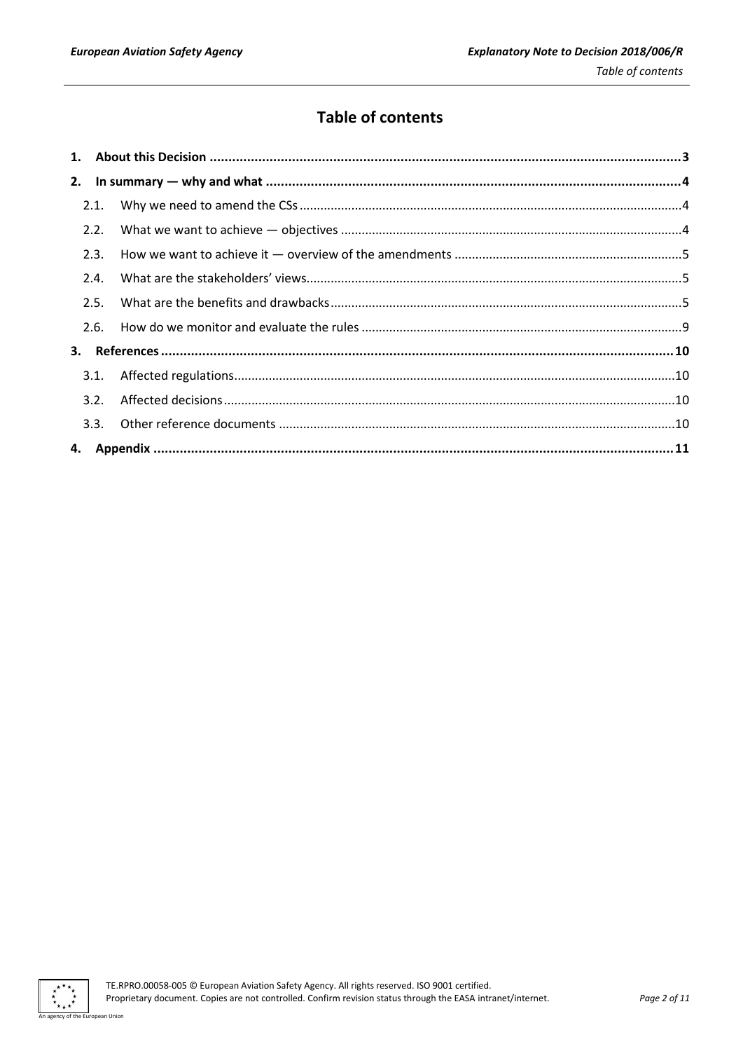# Table of contents

1. **About this Decision** ..... **3**
2. **In summary — why and what** ..... **4**
   - 2.1. Why we need to amend the CSs ..... 4
   - 2.2. What we want to achieve — objectives ..... 4
   - 2.3. How we want to achieve it — overview of the amendments ..... 5
   - 2.4. What are the stakeholders' views ..... 5
   - 2.5. What are the benefits and drawbacks ..... 5
   - 2.6. How do we monitor and evaluate the rules ..... 9
3. **References** ..... **10**
   - 3.1. Affected regulations ..... 10
   - 3.2. Affected decisions ..... 10
   - 3.3. Other reference documents ..... 10
4. **Appendix** ..... **11**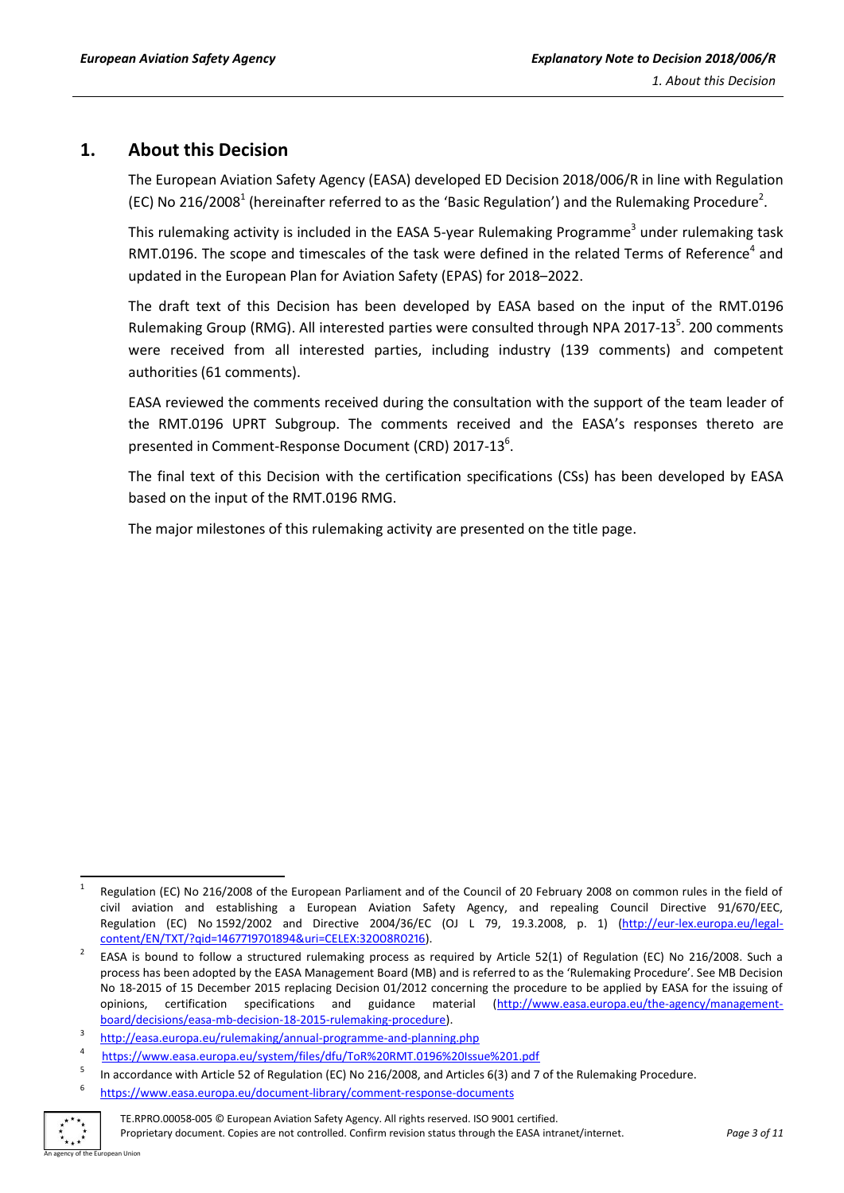# 1. About this Decision

The European Aviation Safety Agency (EASA) developed ED Decision 2018/006/R in line with Regulation (EC) No 216/2008[1] (hereinafter referred to as the 'Basic Regulation') and the Rulemaking Procedure[2].

This rulemaking activity is included in the EASA 5-year Rulemaking Programme[3] under rulemaking task RMT.0196. The scope and timescales of the task were defined in the related Terms of Reference[4] and updated in the European Plan for Aviation Safety (EPAS) for 2018–2022.

The draft text of this Decision has been developed by EASA based on the input of the RMT.0196 Rulemaking Group (RMG). All interested parties were consulted through NPA 2017-13[5]. 200 comments were received from all interested parties, including industry (139 comments) and competent authorities (61 comments).

EASA reviewed the comments received during the consultation with the support of the team leader of the RMT.0196 UPRT Subgroup. The comments received and the EASA's responses thereto are presented in Comment-Response Document (CRD) 2017-13[6].

The final text of this Decision with the certification specifications (CSs) has been developed by EASA based on the input of the RMT.0196 RMG.

The major milestones of this rulemaking activity are presented on the title page.

---

[1] Regulation (EC) No 216/2008 of the European Parliament and of the Council of 20 February 2008 on common rules in the field of civil aviation and establishing a European Aviation Safety Agency, and repealing Council Directive 91/670/EEC, Regulation (EC) No 1592/2002 and Directive 2004/36/EC (OJ L 79, 19.3.2008, p. 1) (http://eur-lex.europa.eu/legal-content/EN/TXT/?qid=1467719701894&uri=CELEX:32008R0216).

[2] EASA is bound to follow a structured rulemaking process as required by Article 52(1) of Regulation (EC) No 216/2008. Such a process has been adopted by the EASA Management Board (MB) and is referred to as the 'Rulemaking Procedure'. See MB Decision No 18-2015 of 15 December 2015 replacing Decision 01/2012 concerning the procedure to be applied by EASA for the issuing of opinions, certification specifications and guidance material (http://www.easa.europa.eu/the-agency/management-board/decisions/easa-mb-decision-18-2015-rulemaking-procedure).

[3] http://easa.europa.eu/rulemaking/annual-programme-and-planning.php

[4] https://www.easa.europa.eu/system/files/dfu/ToR%20RMT.0196%20Issue%201.pdf

[5] In accordance with Article 52 of Regulation (EC) No 216/2008, and Articles 6(3) and 7 of the Rulemaking Procedure.

[6] https://www.easa.europa.eu/document-library/comment-response-documents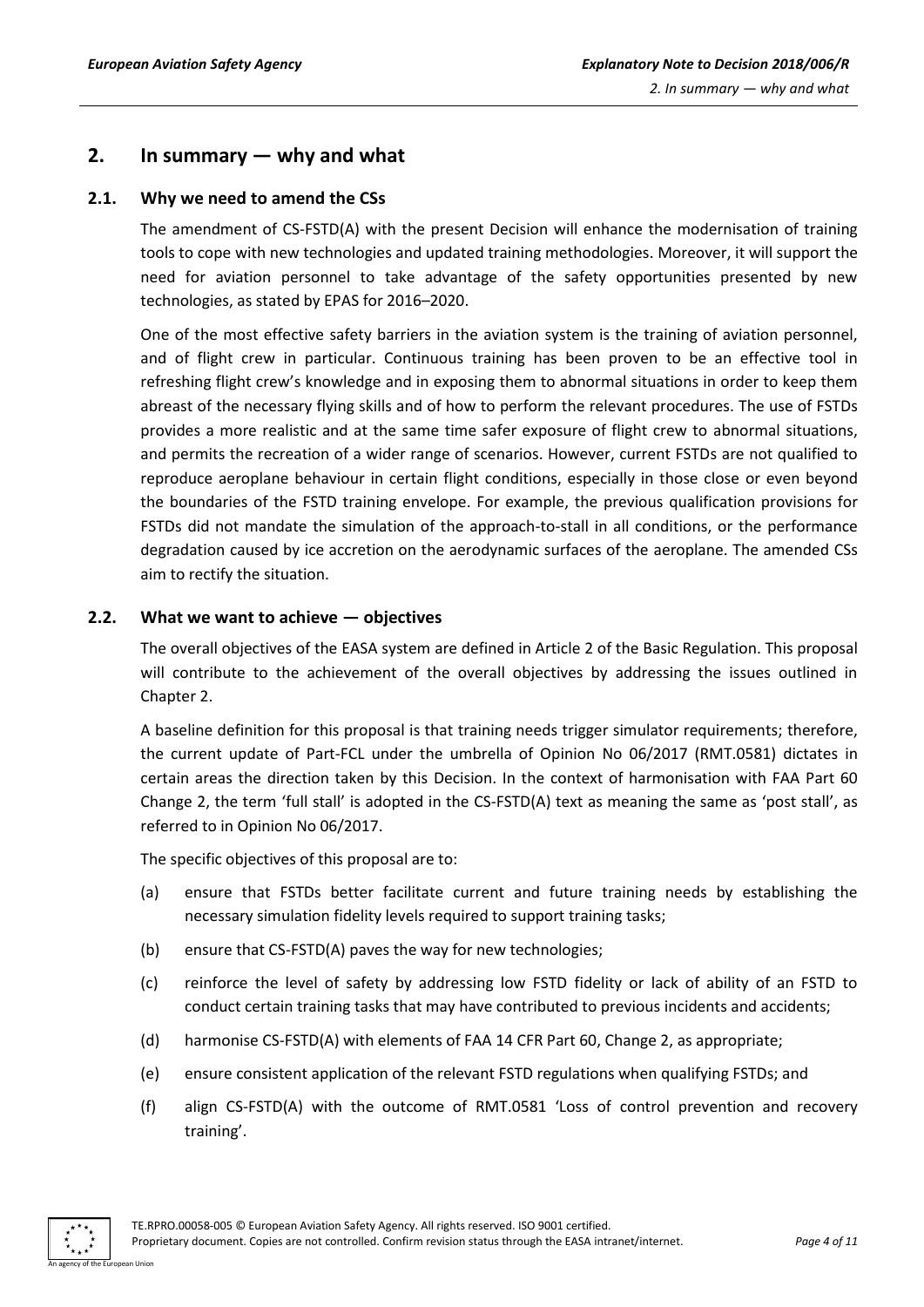## 2. In summary — why and what

### 2.1. Why we need to amend the CSs

The amendment of CS-FSTD(A) with the present Decision will enhance the modernisation of training tools to cope with new technologies and updated training methodologies. Moreover, it will support the need for aviation personnel to take advantage of the safety opportunities presented by new technologies, as stated by EPAS for 2016–2020.

One of the most effective safety barriers in the aviation system is the training of aviation personnel, and of flight crew in particular. Continuous training has been proven to be an effective tool in refreshing flight crew's knowledge and in exposing them to abnormal situations in order to keep them abreast of the necessary flying skills and of how to perform the relevant procedures. The use of FSTDs provides a more realistic and at the same time safer exposure of flight crew to abnormal situations, and permits the recreation of a wider range of scenarios. However, current FSTDs are not qualified to reproduce aeroplane behaviour in certain flight conditions, especially in those close or even beyond the boundaries of the FSTD training envelope. For example, the previous qualification provisions for FSTDs did not mandate the simulation of the approach-to-stall in all conditions, or the performance degradation caused by ice accretion on the aerodynamic surfaces of the aeroplane. The amended CSs aim to rectify the situation.

### 2.2. What we want to achieve — objectives

The overall objectives of the EASA system are defined in Article 2 of the Basic Regulation. This proposal will contribute to the achievement of the overall objectives by addressing the issues outlined in Chapter 2.

A baseline definition for this proposal is that training needs trigger simulator requirements; therefore, the current update of Part-FCL under the umbrella of Opinion No 06/2017 (RMT.0581) dictates in certain areas the direction taken by this Decision. In the context of harmonisation with FAA Part 60 Change 2, the term 'full stall' is adopted in the CS-FSTD(A) text as meaning the same as 'post stall', as referred to in Opinion No 06/2017.

The specific objectives of this proposal are to:

(a) ensure that FSTDs better facilitate current and future training needs by establishing the necessary simulation fidelity levels required to support training tasks;

(b) ensure that CS-FSTD(A) paves the way for new technologies;

(c) reinforce the level of safety by addressing low FSTD fidelity or lack of ability of an FSTD to conduct certain training tasks that may have contributed to previous incidents and accidents;

(d) harmonise CS-FSTD(A) with elements of FAA 14 CFR Part 60, Change 2, as appropriate;

(e) ensure consistent application of the relevant FSTD regulations when qualifying FSTDs; and

(f) align CS-FSTD(A) with the outcome of RMT.0581 'Loss of control prevention and recovery training'.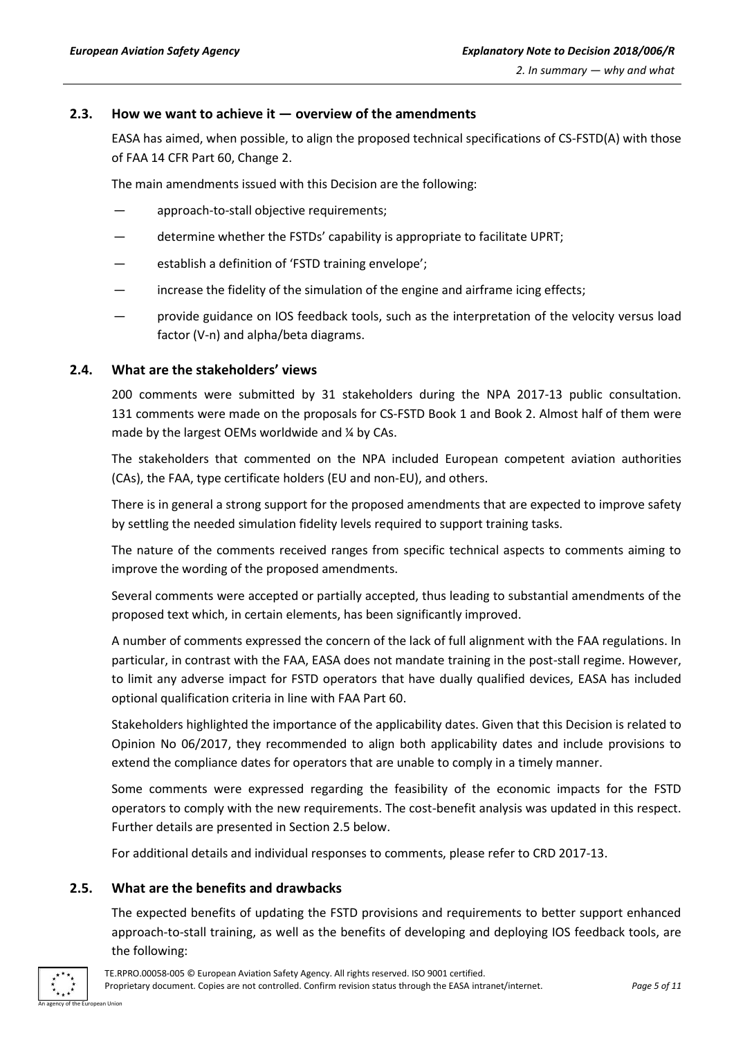### 2.3. How we want to achieve it — overview of the amendments

EASA has aimed, when possible, to align the proposed technical specifications of CS-FSTD(A) with those of FAA 14 CFR Part 60, Change 2.

The main amendments issued with this Decision are the following:

- approach-to-stall objective requirements;
- determine whether the FSTDs' capability is appropriate to facilitate UPRT;
- establish a definition of 'FSTD training envelope';
- increase the fidelity of the simulation of the engine and airframe icing effects;
- provide guidance on IOS feedback tools, such as the interpretation of the velocity versus load factor (V-n) and alpha/beta diagrams.

### 2.4. What are the stakeholders' views

200 comments were submitted by 31 stakeholders during the NPA 2017-13 public consultation. 131 comments were made on the proposals for CS-FSTD Book 1 and Book 2. Almost half of them were made by the largest OEMs worldwide and ¼ by CAs.

The stakeholders that commented on the NPA included European competent aviation authorities (CAs), the FAA, type certificate holders (EU and non-EU), and others.

There is in general a strong support for the proposed amendments that are expected to improve safety by settling the needed simulation fidelity levels required to support training tasks.

The nature of the comments received ranges from specific technical aspects to comments aiming to improve the wording of the proposed amendments.

Several comments were accepted or partially accepted, thus leading to substantial amendments of the proposed text which, in certain elements, has been significantly improved.

A number of comments expressed the concern of the lack of full alignment with the FAA regulations. In particular, in contrast with the FAA, EASA does not mandate training in the post-stall regime. However, to limit any adverse impact for FSTD operators that have dually qualified devices, EASA has included optional qualification criteria in line with FAA Part 60.

Stakeholders highlighted the importance of the applicability dates. Given that this Decision is related to Opinion No 06/2017, they recommended to align both applicability dates and include provisions to extend the compliance dates for operators that are unable to comply in a timely manner.

Some comments were expressed regarding the feasibility of the economic impacts for the FSTD operators to comply with the new requirements. The cost-benefit analysis was updated in this respect. Further details are presented in Section 2.5 below.

For additional details and individual responses to comments, please refer to CRD 2017-13.

### 2.5. What are the benefits and drawbacks

The expected benefits of updating the FSTD provisions and requirements to better support enhanced approach-to-stall training, as well as the benefits of developing and deploying IOS feedback tools, are the following: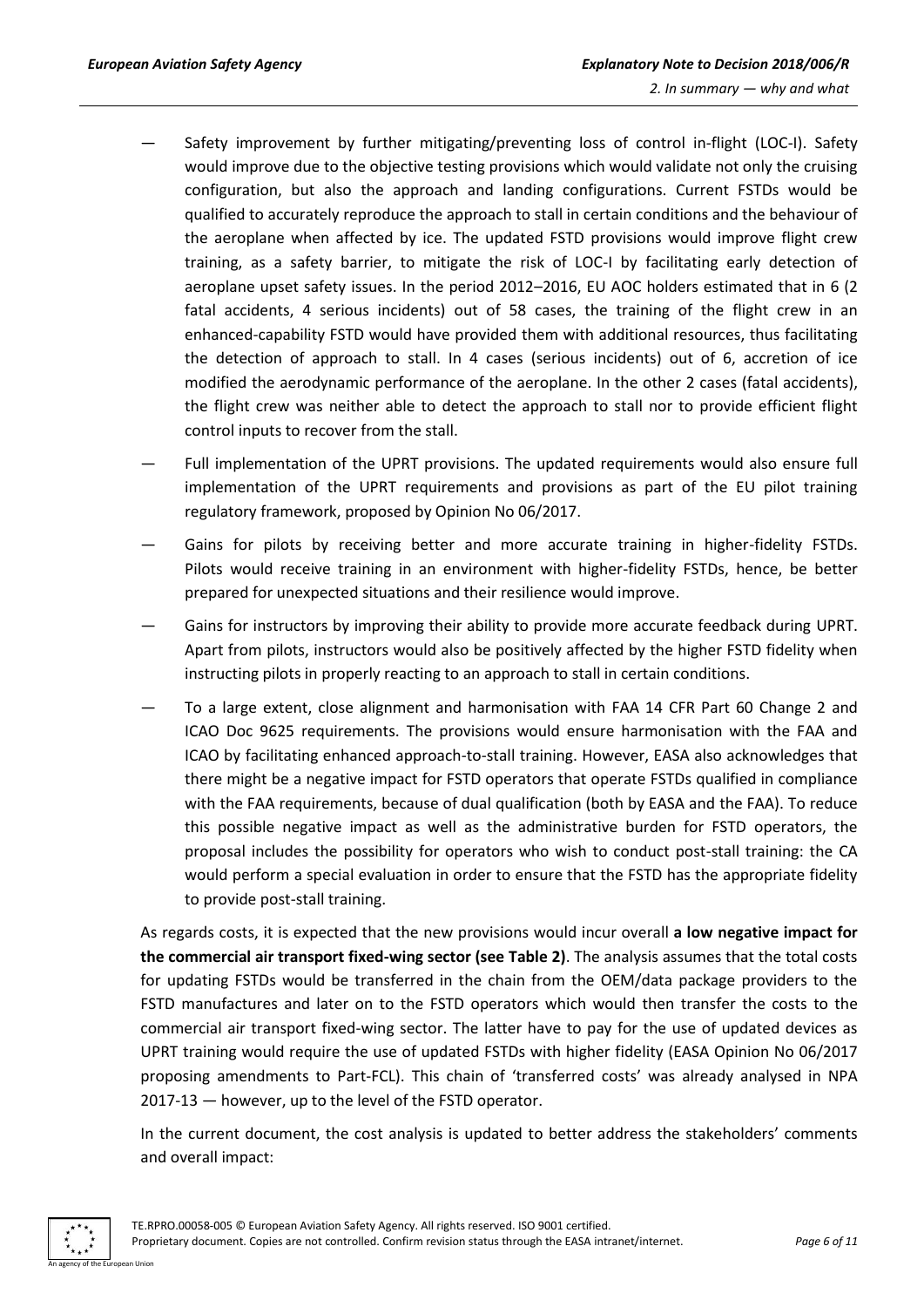- Safety improvement by further mitigating/preventing loss of control in-flight (LOC-I). Safety would improve due to the objective testing provisions which would validate not only the cruising configuration, but also the approach and landing configurations. Current FSTDs would be qualified to accurately reproduce the approach to stall in certain conditions and the behaviour of the aeroplane when affected by ice. The updated FSTD provisions would improve flight crew training, as a safety barrier, to mitigate the risk of LOC-I by facilitating early detection of aeroplane upset safety issues. In the period 2012–2016, EU AOC holders estimated that in 6 (2 fatal accidents, 4 serious incidents) out of 58 cases, the training of the flight crew in an enhanced-capability FSTD would have provided them with additional resources, thus facilitating the detection of approach to stall. In 4 cases (serious incidents) out of 6, accretion of ice modified the aerodynamic performance of the aeroplane. In the other 2 cases (fatal accidents), the flight crew was neither able to detect the approach to stall nor to provide efficient flight control inputs to recover from the stall.
- Full implementation of the UPRT provisions. The updated requirements would also ensure full implementation of the UPRT requirements and provisions as part of the EU pilot training regulatory framework, proposed by Opinion No 06/2017.
- Gains for pilots by receiving better and more accurate training in higher-fidelity FSTDs. Pilots would receive training in an environment with higher-fidelity FSTDs, hence, be better prepared for unexpected situations and their resilience would improve.
- Gains for instructors by improving their ability to provide more accurate feedback during UPRT. Apart from pilots, instructors would also be positively affected by the higher FSTD fidelity when instructing pilots in properly reacting to an approach to stall in certain conditions.
- To a large extent, close alignment and harmonisation with FAA 14 CFR Part 60 Change 2 and ICAO Doc 9625 requirements. The provisions would ensure harmonisation with the FAA and ICAO by facilitating enhanced approach-to-stall training. However, EASA also acknowledges that there might be a negative impact for FSTD operators that operate FSTDs qualified in compliance with the FAA requirements, because of dual qualification (both by EASA and the FAA). To reduce this possible negative impact as well as the administrative burden for FSTD operators, the proposal includes the possibility for operators who wish to conduct post-stall training: the CA would perform a special evaluation in order to ensure that the FSTD has the appropriate fidelity to provide post-stall training.

As regards costs, it is expected that the new provisions would incur overall **a low negative impact for the commercial air transport fixed-wing sector (see Table 2)**. The analysis assumes that the total costs for updating FSTDs would be transferred in the chain from the OEM/data package providers to the FSTD manufactures and later on to the FSTD operators which would then transfer the costs to the commercial air transport fixed-wing sector. The latter have to pay for the use of updated devices as UPRT training would require the use of updated FSTDs with higher fidelity (EASA Opinion No 06/2017 proposing amendments to Part-FCL). This chain of 'transferred costs' was already analysed in NPA 2017-13 — however, up to the level of the FSTD operator.

In the current document, the cost analysis is updated to better address the stakeholders' comments and overall impact: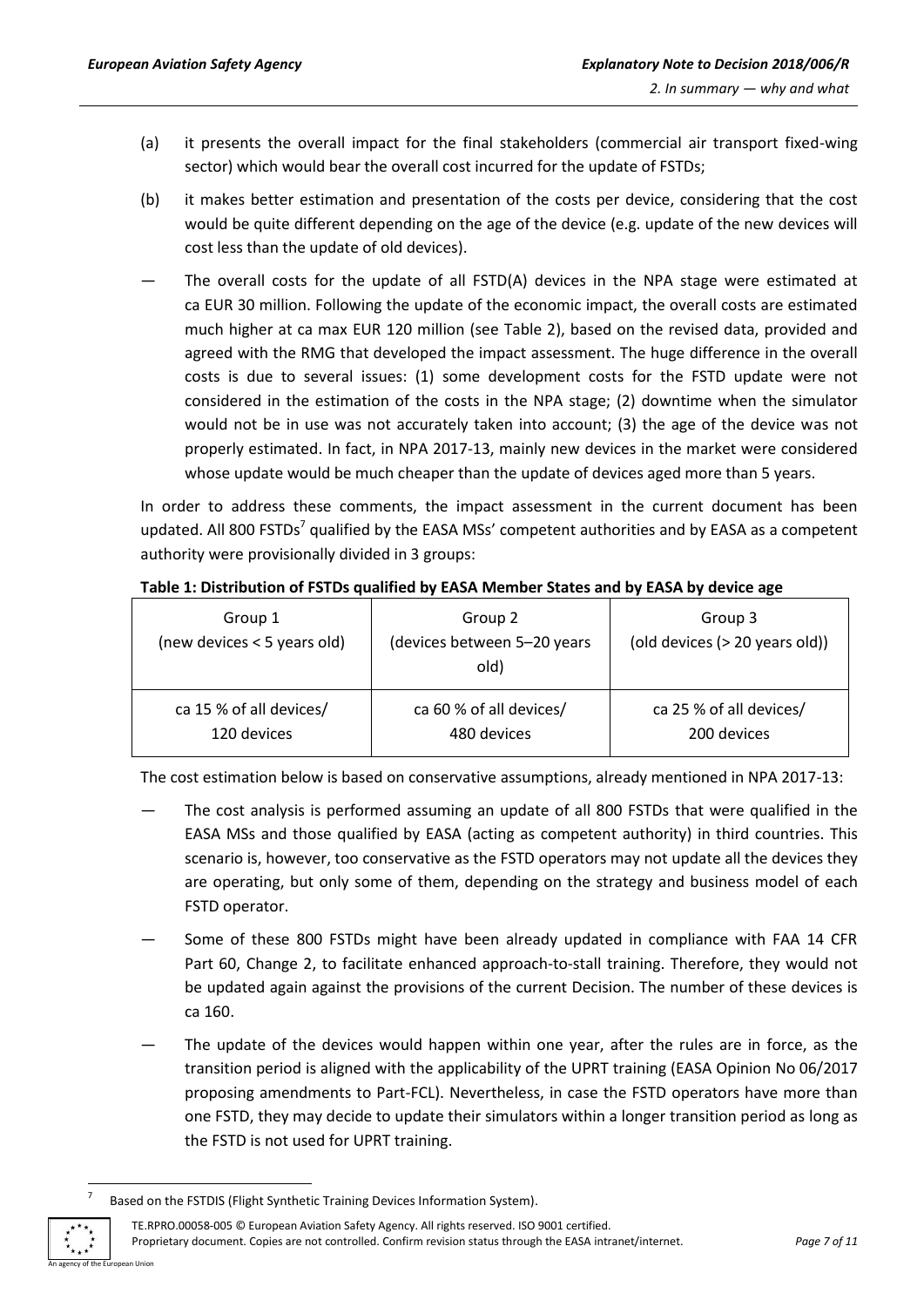(a) it presents the overall impact for the final stakeholders (commercial air transport fixed-wing sector) which would bear the overall cost incurred for the update of FSTDs;

(b) it makes better estimation and presentation of the costs per device, considering that the cost would be quite different depending on the age of the device (e.g. update of the new devices will cost less than the update of old devices).

— The overall costs for the update of all FSTD(A) devices in the NPA stage were estimated at ca EUR 30 million. Following the update of the economic impact, the overall costs are estimated much higher at ca max EUR 120 million (see Table 2), based on the revised data, provided and agreed with the RMG that developed the impact assessment. The huge difference in the overall costs is due to several issues: (1) some development costs for the FSTD update were not considered in the estimation of the costs in the NPA stage; (2) downtime when the simulator would not be in use was not accurately taken into account; (3) the age of the device was not properly estimated. In fact, in NPA 2017-13, mainly new devices in the market were considered whose update would be much cheaper than the update of devices aged more than 5 years.

In order to address these comments, the impact assessment in the current document has been updated. All 800 FSTDs[7] qualified by the EASA MSs' competent authorities and by EASA as a competent authority were provisionally divided in 3 groups:

**Table 1: Distribution of FSTDs qualified by EASA Member States and by EASA by device age**

| Group 1 (new devices < 5 years old) | Group 2 (devices between 5–20 years old) | Group 3 (old devices (> 20 years old)) |
|---|---|---|
| ca 15 % of all devices/ 120 devices | ca 60 % of all devices/ 480 devices | ca 25 % of all devices/ 200 devices |

The cost estimation below is based on conservative assumptions, already mentioned in NPA 2017-13:

— The cost analysis is performed assuming an update of all 800 FSTDs that were qualified in the EASA MSs and those qualified by EASA (acting as competent authority) in third countries. This scenario is, however, too conservative as the FSTD operators may not update all the devices they are operating, but only some of them, depending on the strategy and business model of each FSTD operator.

— Some of these 800 FSTDs might have been already updated in compliance with FAA 14 CFR Part 60, Change 2, to facilitate enhanced approach-to-stall training. Therefore, they would not be updated again against the provisions of the current Decision. The number of these devices is ca 160.

— The update of the devices would happen within one year, after the rules are in force, as the transition period is aligned with the applicability of the UPRT training (EASA Opinion No 06/2017 proposing amendments to Part-FCL). Nevertheless, in case the FSTD operators have more than one FSTD, they may decide to update their simulators within a longer transition period as long as the FSTD is not used for UPRT training.

[7] Based on the FSTDIS (Flight Synthetic Training Devices Information System).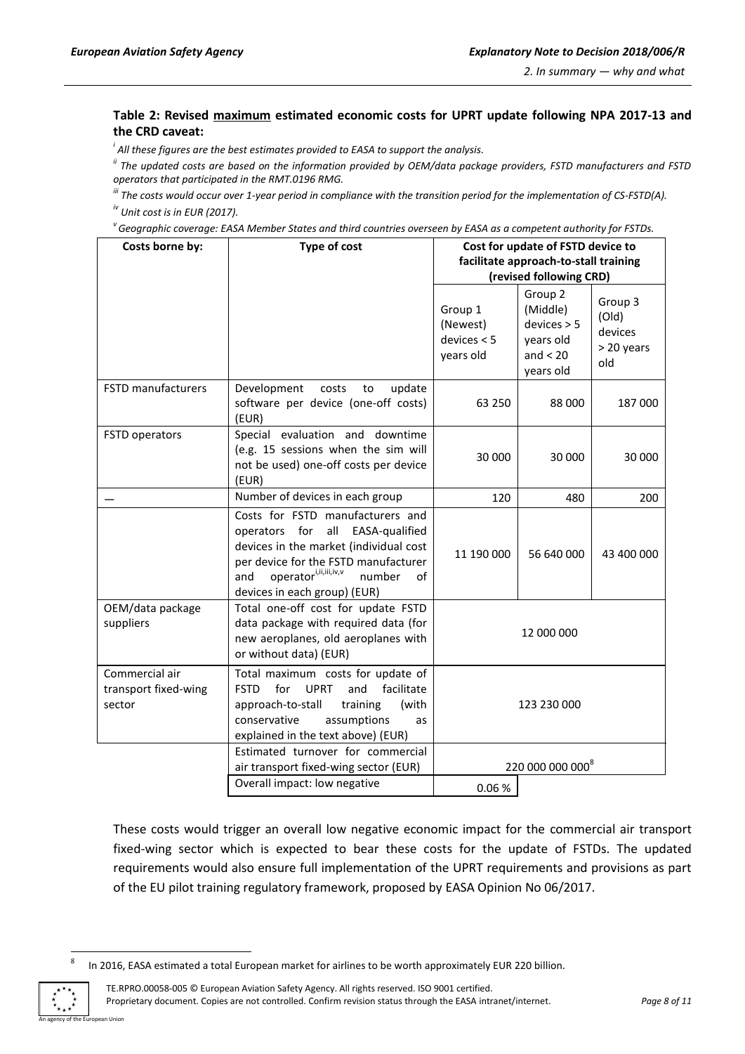**Table 2: Revised maximum estimated economic costs for UPRT update following NPA 2017-13 and the CRD caveat:**

*[i] All these figures are the best estimates provided to EASA to support the analysis.*

*[ii] The updated costs are based on the information provided by OEM/data package providers, FSTD manufacturers and FSTD operators that participated in the RMT.0196 RMG.*

*[iii] The costs would occur over 1-year period in compliance with the transition period for the implementation of CS-FSTD(A).*

*[iv] Unit cost is in EUR (2017).*

*[v] Geographic coverage: EASA Member States and third countries overseen by EASA as a competent authority for FSTDs.*

| Costs borne by: | Type of cost | Cost for update of FSTD device to facilitate approach-to-stall training (revised following CRD) | | |
|---|---|---|---|---|
| | | Group 1 (Newest) devices < 5 years old | Group 2 (Middle) devices > 5 years old and < 20 years old | Group 3 (Old) devices > 20 years old |
| FSTD manufacturers | Development costs to update software per device (one-off costs) (EUR) | 63 250 | 88 000 | 187 000 |
| FSTD operators | Special evaluation and downtime (e.g. 15 sessions when the sim will not be used) one-off costs per device (EUR) | 30 000 | 30 000 | 30 000 |
| — | Number of devices in each group | 120 | 480 | 200 |
| | Costs for FSTD manufacturers and operators for all EASA-qualified devices in the market (individual cost per device for the FSTD manufacturer and operator[i,ii,iii,iv,v] number of devices in each group) (EUR) | 11 190 000 | 56 640 000 | 43 400 000 |
| OEM/data package suppliers | Total one-off cost for update FSTD data package with required data (for new aeroplanes, old aeroplanes with or without data) (EUR) | 12 000 000 | | |
| Commercial air transport fixed-wing sector | Total maximum costs for update of FSTD for UPRT and facilitate approach-to-stall training (with conservative assumptions as explained in the text above) (EUR) | 123 230 000 | | |
| | Estimated turnover for commercial air transport fixed-wing sector (EUR) | 220 000 000 000[8] | | |
| | Overall impact: low negative | 0.06 % | | |

These costs would trigger an overall low negative economic impact for the commercial air transport fixed-wing sector which is expected to bear these costs for the update of FSTDs. The updated requirements would also ensure full implementation of the UPRT requirements and provisions as part of the EU pilot training regulatory framework, proposed by EASA Opinion No 06/2017.

[8] In 2016, EASA estimated a total European market for airlines to be worth approximately EUR 220 billion.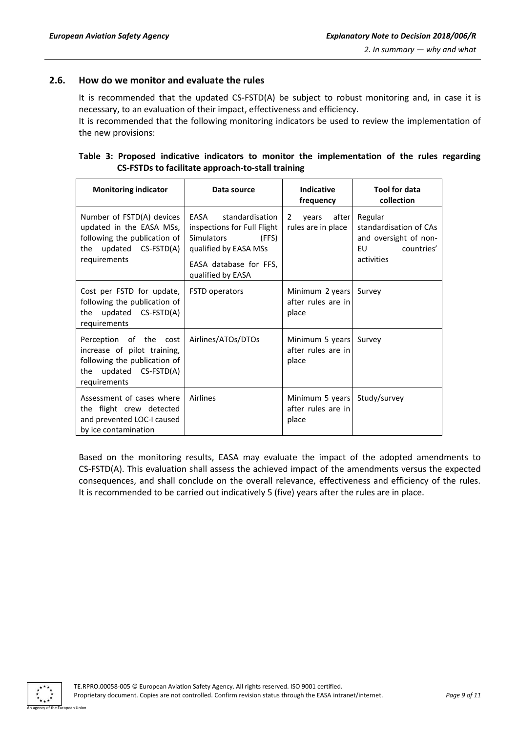### 2.6. How do we monitor and evaluate the rules

It is recommended that the updated CS-FSTD(A) be subject to robust monitoring and, in case it is necessary, to an evaluation of their impact, effectiveness and efficiency.

It is recommended that the following monitoring indicators be used to review the implementation of the new provisions:

**Table 3: Proposed indicative indicators to monitor the implementation of the rules regarding CS-FSTDs to facilitate approach-to-stall training**

| Monitoring indicator | Data source | Indicative frequency | Tool for data collection |
|---|---|---|---|
| Number of FSTD(A) devices updated in the EASA MSs, following the publication of the updated CS-FSTD(A) requirements | EASA standardisation inspections for Full Flight Simulators (FFS) qualified by EASA MSs<br><br>EASA database for FFS, qualified by EASA | 2 years after rules are in place | Regular standardisation of CAs and oversight of non-EU countries' activities |
| Cost per FSTD for update, following the publication of the updated CS-FSTD(A) requirements | FSTD operators | Minimum 2 years after rules are in place | Survey |
| Perception of the cost increase of pilot training, following the publication of the updated CS-FSTD(A) requirements | Airlines/ATOs/DTOs | Minimum 5 years after rules are in place | Survey |
| Assessment of cases where the flight crew detected and prevented LOC-I caused by ice contamination | Airlines | Minimum 5 years after rules are in place | Study/survey |

Based on the monitoring results, EASA may evaluate the impact of the adopted amendments to CS-FSTD(A). This evaluation shall assess the achieved impact of the amendments versus the expected consequences, and shall conclude on the overall relevance, effectiveness and efficiency of the rules. It is recommended to be carried out indicatively 5 (five) years after the rules are in place.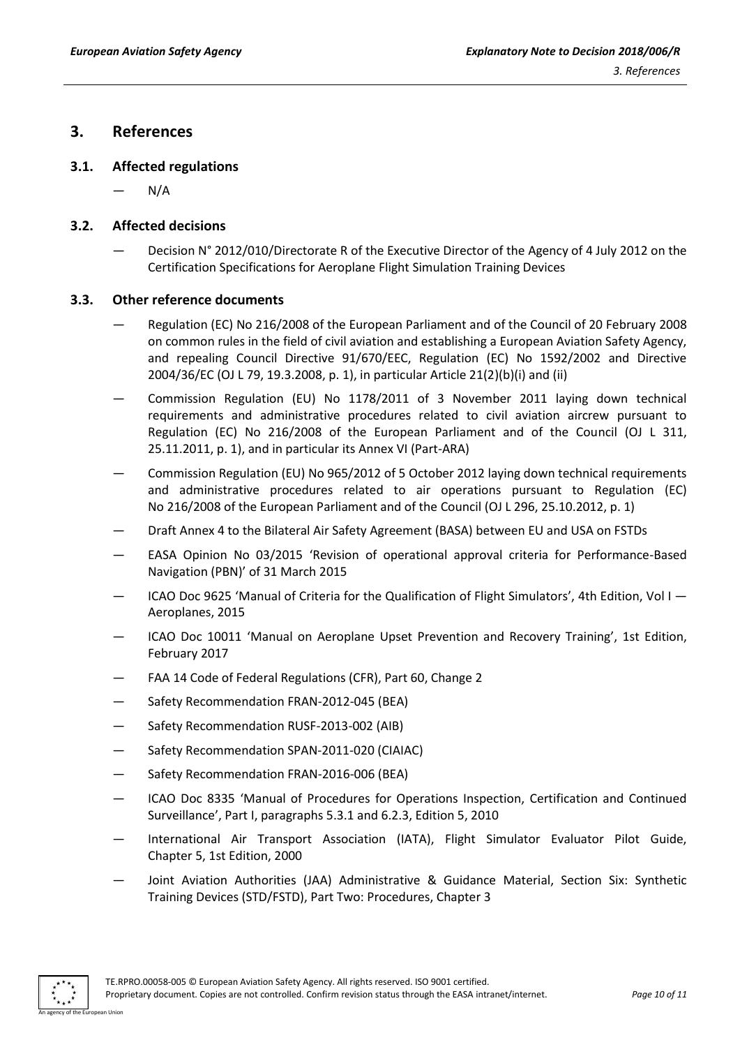# 3. References

## 3.1. Affected regulations

— N/A

## 3.2. Affected decisions

— Decision N° 2012/010/Directorate R of the Executive Director of the Agency of 4 July 2012 on the Certification Specifications for Aeroplane Flight Simulation Training Devices

## 3.3. Other reference documents

— Regulation (EC) No 216/2008 of the European Parliament and of the Council of 20 February 2008 on common rules in the field of civil aviation and establishing a European Aviation Safety Agency, and repealing Council Directive 91/670/EEC, Regulation (EC) No 1592/2002 and Directive 2004/36/EC (OJ L 79, 19.3.2008, p. 1), in particular Article 21(2)(b)(i) and (ii)

— Commission Regulation (EU) No 1178/2011 of 3 November 2011 laying down technical requirements and administrative procedures related to civil aviation aircrew pursuant to Regulation (EC) No 216/2008 of the European Parliament and of the Council (OJ L 311, 25.11.2011, p. 1), and in particular its Annex VI (Part-ARA)

— Commission Regulation (EU) No 965/2012 of 5 October 2012 laying down technical requirements and administrative procedures related to air operations pursuant to Regulation (EC) No 216/2008 of the European Parliament and of the Council (OJ L 296, 25.10.2012, p. 1)

— Draft Annex 4 to the Bilateral Air Safety Agreement (BASA) between EU and USA on FSTDs

— EASA Opinion No 03/2015 'Revision of operational approval criteria for Performance-Based Navigation (PBN)' of 31 March 2015

— ICAO Doc 9625 'Manual of Criteria for the Qualification of Flight Simulators', 4th Edition, Vol I — Aeroplanes, 2015

— ICAO Doc 10011 'Manual on Aeroplane Upset Prevention and Recovery Training', 1st Edition, February 2017

— FAA 14 Code of Federal Regulations (CFR), Part 60, Change 2

— Safety Recommendation FRAN-2012-045 (BEA)

— Safety Recommendation RUSF-2013-002 (AIB)

— Safety Recommendation SPAN-2011-020 (CIAIAC)

— Safety Recommendation FRAN-2016-006 (BEA)

— ICAO Doc 8335 'Manual of Procedures for Operations Inspection, Certification and Continued Surveillance', Part I, paragraphs 5.3.1 and 6.2.3, Edition 5, 2010

— International Air Transport Association (IATA), Flight Simulator Evaluator Pilot Guide, Chapter 5, 1st Edition, 2000

— Joint Aviation Authorities (JAA) Administrative & Guidance Material, Section Six: Synthetic Training Devices (STD/FSTD), Part Two: Procedures, Chapter 3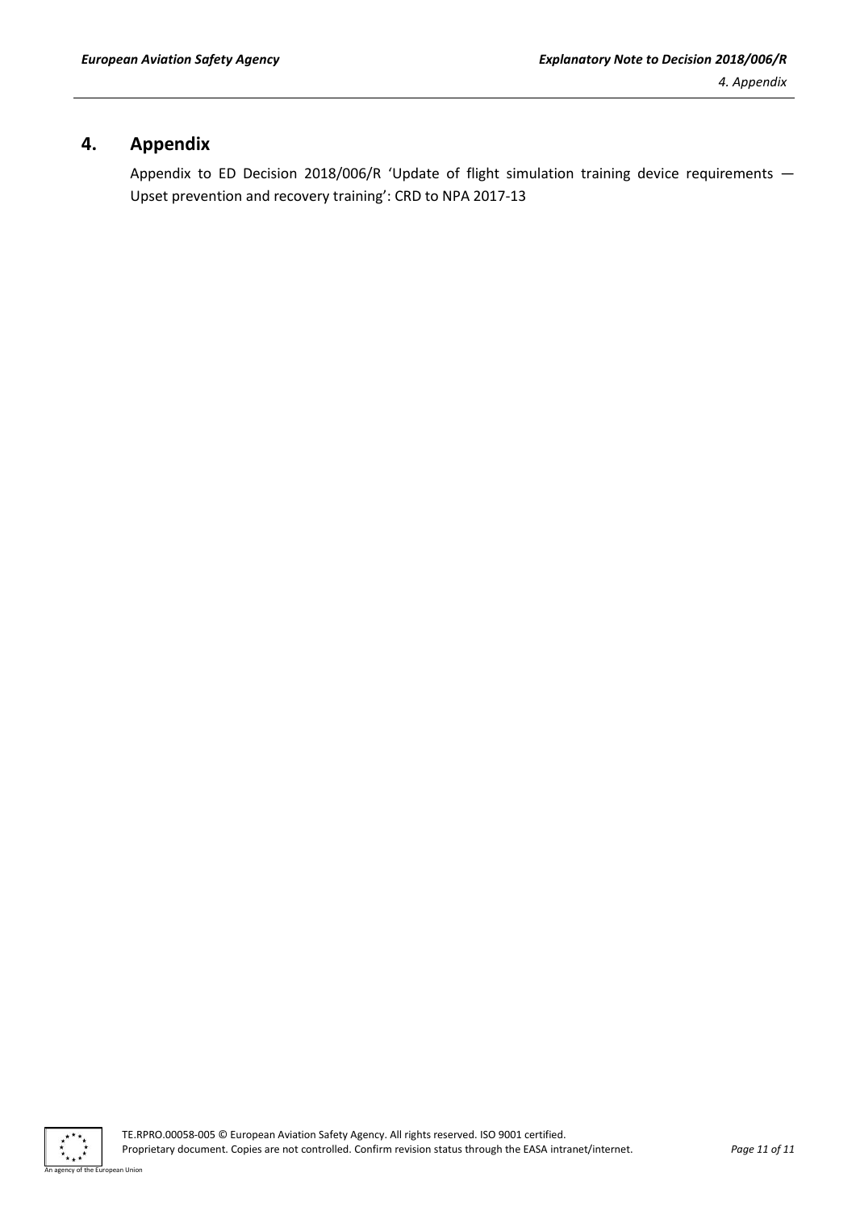# 4. Appendix

Appendix to ED Decision 2018/006/R 'Update of flight simulation training device requirements — Upset prevention and recovery training': CRD to NPA 2017-13